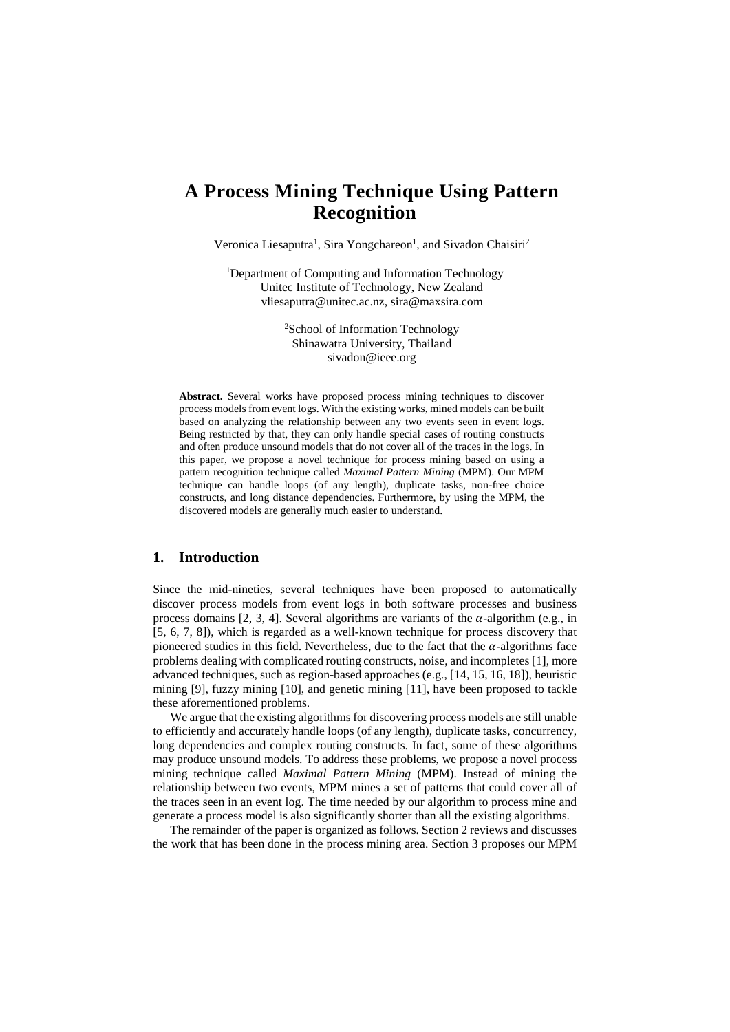# A Process Mining Technique Using Pattern Recognition

Veronica Liesaputra[1], Sira Yongchareon[1], and Sivadon Chaisiri[2]

[1]Department of Computing and Information Technology
Unitec Institute of Technology, New Zealand
vliesaputra@unitec.ac.nz, sira@maxsira.com

[2]School of Information Technology
Shinawatra University, Thailand
sivadon@ieee.org

**Abstract.** Several works have proposed process mining techniques to discover process models from event logs. With the existing works, mined models can be built based on analyzing the relationship between any two events seen in event logs. Being restricted by that, they can only handle special cases of routing constructs and often produce unsound models that do not cover all of the traces in the logs. In this paper, we propose a novel technique for process mining based on using a pattern recognition technique called *Maximal Pattern Mining* (MPM). Our MPM technique can handle loops (of any length), duplicate tasks, non-free choice constructs, and long distance dependencies. Furthermore, by using the MPM, the discovered models are generally much easier to understand.

## 1. Introduction

Since the mid-nineties, several techniques have been proposed to automatically discover process models from event logs in both software processes and business process domains [2, 3, 4]. Several algorithms are variants of the $\alpha$-algorithm (e.g., in [5, 6, 7, 8]), which is regarded as a well-known technique for process discovery that pioneered studies in this field. Nevertheless, due to the fact that the $\alpha$-algorithms face problems dealing with complicated routing constructs, noise, and incompletes [1], more advanced techniques, such as region-based approaches (e.g., [14, 15, 16, 18]), heuristic mining [9], fuzzy mining [10], and genetic mining [11], have been proposed to tackle these aforementioned problems.

We argue that the existing algorithms for discovering process models are still unable to efficiently and accurately handle loops (of any length), duplicate tasks, concurrency, long dependencies and complex routing constructs. In fact, some of these algorithms may produce unsound models. To address these problems, we propose a novel process mining technique called *Maximal Pattern Mining* (MPM). Instead of mining the relationship between two events, MPM mines a set of patterns that could cover all of the traces seen in an event log. The time needed by our algorithm to process mine and generate a process model is also significantly shorter than all the existing algorithms.

The remainder of the paper is organized as follows. Section 2 reviews and discusses the work that has been done in the process mining area. Section 3 proposes our MPM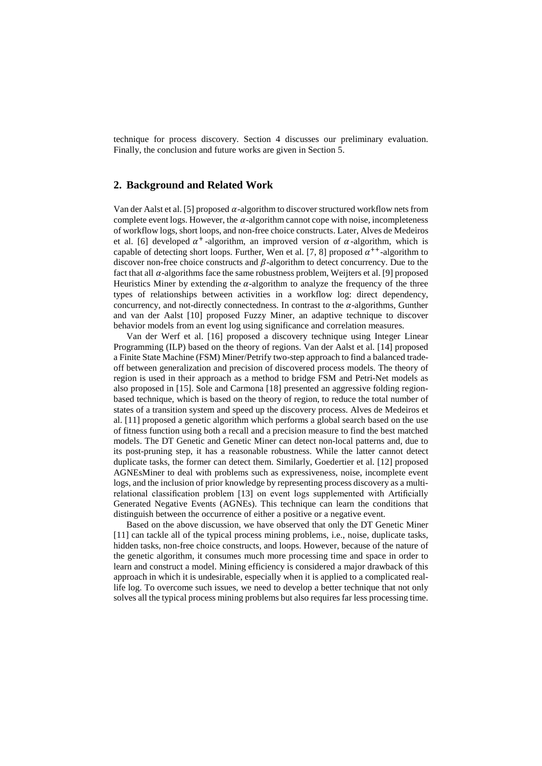technique for process discovery. Section 4 discusses our preliminary evaluation. Finally, the conclusion and future works are given in Section 5.

## 2. Background and Related Work

Van der Aalst et al. [5] proposed $\alpha$-algorithm to discover structured workflow nets from complete event logs. However, the $\alpha$-algorithm cannot cope with noise, incompleteness of workflow logs, short loops, and non-free choice constructs. Later, Alves de Medeiros et al. [6] developed $\alpha^+$-algorithm, an improved version of $\alpha$-algorithm, which is capable of detecting short loops. Further, Wen et al. [7, 8] proposed $\alpha^{++}$-algorithm to discover non-free choice constructs and $\beta$-algorithm to detect concurrency. Due to the fact that all $\alpha$-algorithms face the same robustness problem, Weijters et al. [9] proposed Heuristics Miner by extending the $\alpha$-algorithm to analyze the frequency of the three types of relationships between activities in a workflow log: direct dependency, concurrency, and not-directly connectedness. In contrast to the $\alpha$-algorithms, Gunther and van der Aalst [10] proposed Fuzzy Miner, an adaptive technique to discover behavior models from an event log using significance and correlation measures.

Van der Werf et al. [16] proposed a discovery technique using Integer Linear Programming (ILP) based on the theory of regions. Van der Aalst et al. [14] proposed a Finite State Machine (FSM) Miner/Petrify two-step approach to find a balanced trade-off between generalization and precision of discovered process models. The theory of region is used in their approach as a method to bridge FSM and Petri-Net models as also proposed in [15]. Sole and Carmona [18] presented an aggressive folding region-based technique, which is based on the theory of region, to reduce the total number of states of a transition system and speed up the discovery process. Alves de Medeiros et al. [11] proposed a genetic algorithm which performs a global search based on the use of fitness function using both a recall and a precision measure to find the best matched models. The DT Genetic and Genetic Miner can detect non-local patterns and, due to its post-pruning step, it has a reasonable robustness. While the latter cannot detect duplicate tasks, the former can detect them. Similarly, Goedertier et al. [12] proposed AGNEsMiner to deal with problems such as expressiveness, noise, incomplete event logs, and the inclusion of prior knowledge by representing process discovery as a multi-relational classification problem [13] on event logs supplemented with Artificially Generated Negative Events (AGNEs). This technique can learn the conditions that distinguish between the occurrence of either a positive or a negative event.

Based on the above discussion, we have observed that only the DT Genetic Miner [11] can tackle all of the typical process mining problems, i.e., noise, duplicate tasks, hidden tasks, non-free choice constructs, and loops. However, because of the nature of the genetic algorithm, it consumes much more processing time and space in order to learn and construct a model. Mining efficiency is considered a major drawback of this approach in which it is undesirable, especially when it is applied to a complicated real-life log. To overcome such issues, we need to develop a better technique that not only solves all the typical process mining problems but also requires far less processing time.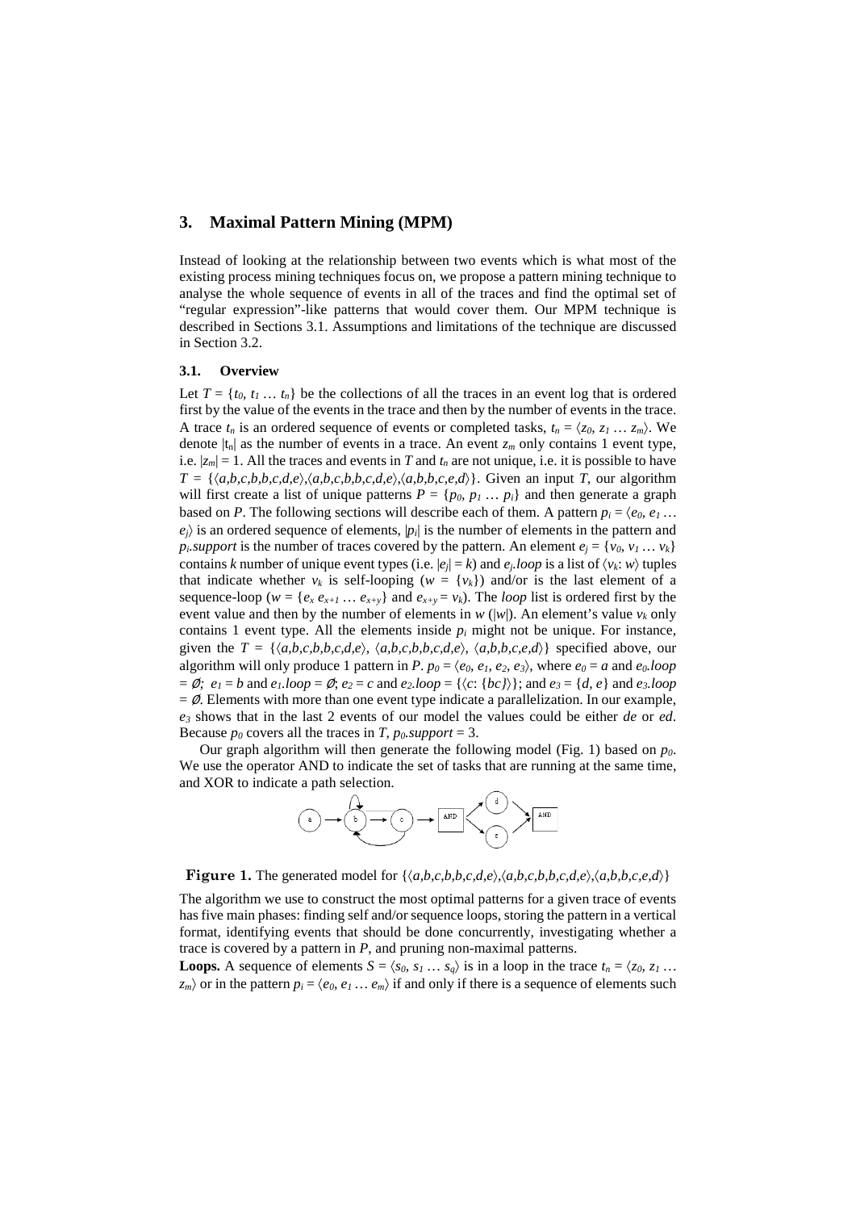## 3. Maximal Pattern Mining (MPM)

Instead of looking at the relationship between two events which is what most of the existing process mining techniques focus on, we propose a pattern mining technique to analyse the whole sequence of events in all of the traces and find the optimal set of "regular expression"-like patterns that would cover them. Our MPM technique is described in Sections 3.1. Assumptions and limitations of the technique are discussed in Section 3.2.

### 3.1. Overview

Let $T = \{t_0, t_1 \dots t_n\}$ be the collections of all the traces in an event log that is ordered first by the value of the events in the trace and then by the number of events in the trace. A trace $t_n$ is an ordered sequence of events or completed tasks, $t_n = \langle z_0, z_1 \dots z_m \rangle$. We denote $|t_n|$ as the number of events in a trace. An event $z_m$ only contains 1 event type, i.e. $|z_m| = 1$. All the traces and events in $T$ and $t_n$ are not unique, i.e. it is possible to have $T = \{\langle a,b,c,b,b,c,d,e \rangle, \langle a,b,c,b,b,c,d,e \rangle, \langle a,b,b,c,e,d \rangle\}$. Given an input $T$, our algorithm will first create a list of unique patterns $P = \{p_0, p_1 \dots p_i\}$ and then generate a graph based on $P$. The following sections will describe each of them. A pattern $p_i = \langle e_0, e_1 \dots e_j \rangle$ is an ordered sequence of elements, $|p_i|$ is the number of elements in the pattern and $p_i.support$ is the number of traces covered by the pattern. An element $e_j = \{v_0, v_1 \dots v_k\}$ contains $k$ number of unique event types (i.e. $|e_j| = k$) and $e_j.loop$ is a list of $\langle v_k : w \rangle$ tuples that indicate whether $v_k$ is self-looping ($w = \{v_k\}$) and/or is the last element of a sequence-loop ($w = \{e_x\, e_{x+1} \dots e_{x+y}\}$ and $e_{x+y} = v_k$). The *loop* list is ordered first by the event value and then by the number of elements in $w$ ($|w|$). An element's value $v_k$ only contains 1 event type. All the elements inside $p_i$ might not be unique. For instance, given the $T = \{\langle a,b,c,b,b,c,d,e \rangle, \langle a,b,c,b,b,c,d,e \rangle, \langle a,b,b,c,e,d \rangle\}$ specified above, our algorithm will only produce 1 pattern in $P$. $p_0 = \langle e_0, e_1, e_2, e_3 \rangle$, where $e_0 = a$ and $e_0.loop = \emptyset$; $e_1 = b$ and $e_1.loop = \emptyset$; $e_2 = c$ and $e_2.loop = \{\langle c: \{bc\} \rangle\}$; and $e_3 = \{d, e\}$ and $e_3.loop = \emptyset$. Elements with more than one event type indicate a parallelization. In our example, $e_3$ shows that in the last 2 events of our model the values could be either *de* or *ed*. Because $p_0$ covers all the traces in $T$, $p_0.support = 3$.

Our graph algorithm will then generate the following model (Fig. 1) based on $p_0$. We use the operator AND to indicate the set of tasks that are running at the same time, and XOR to indicate a path selection.

**Figure 1.** The generated model for $\{\langle a,b,c,b,b,c,d,e \rangle, \langle a,b,c,b,b,c,d,e \rangle, \langle a,b,b,c,e,d \rangle\}$

The algorithm we use to construct the most optimal patterns for a given trace of events has five main phases: finding self and/or sequence loops, storing the pattern in a vertical format, identifying events that should be done concurrently, investigating whether a trace is covered by a pattern in $P$, and pruning non-maximal patterns.

**Loops.** A sequence of elements $S = \langle s_0, s_1 \dots s_q \rangle$ is in a loop in the trace $t_n = \langle z_0, z_1 \dots z_m \rangle$ or in the pattern $p_i = \langle e_0, e_1 \dots e_m \rangle$ if and only if there is a sequence of elements such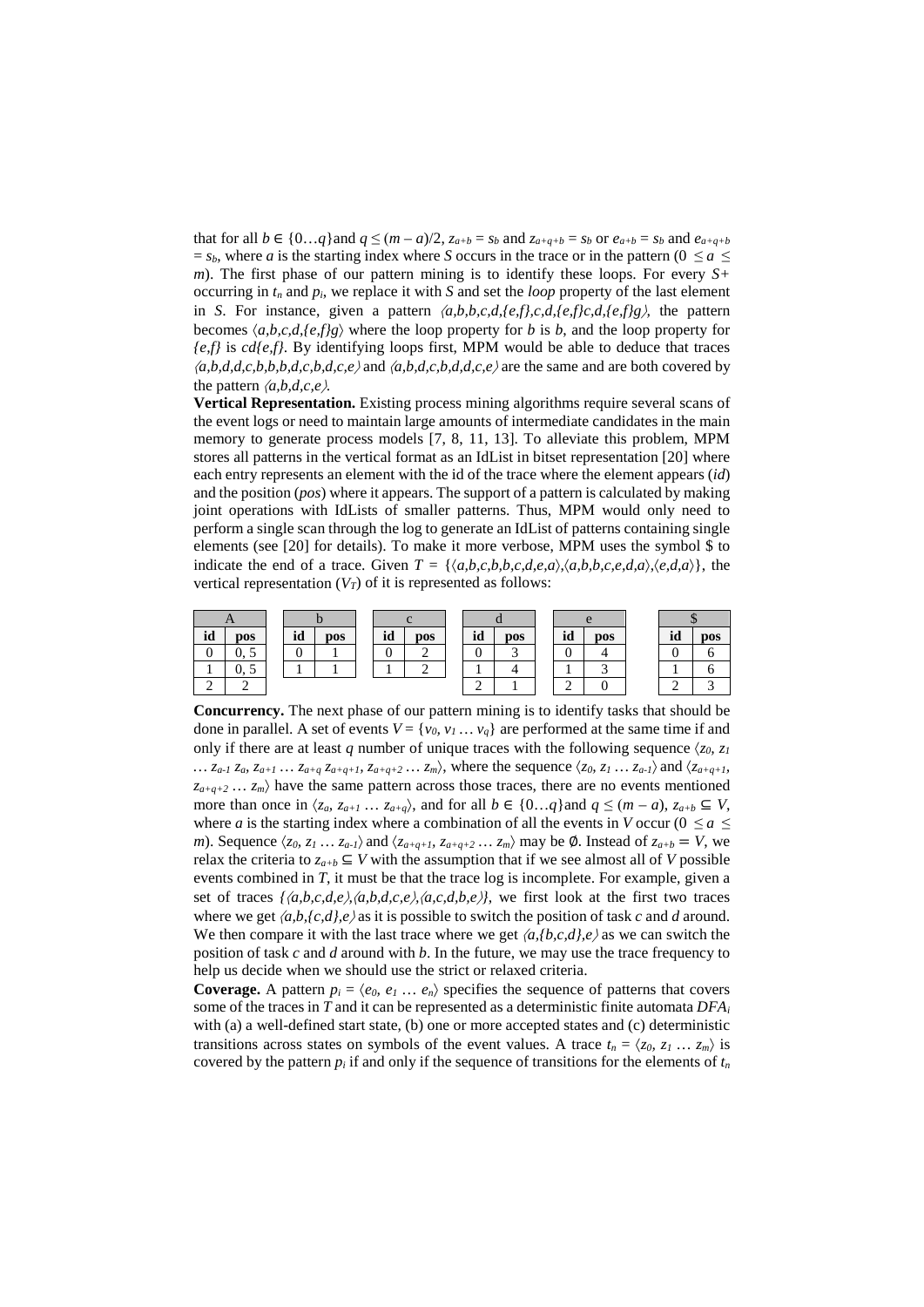that for all $b \in \{0 \ldots q\}$and $q \leq (m-a)/2$, $z_{a+b} = s_b$ and $z_{a+q+b} = s_b$ or $e_{a+b} = s_b$ and $e_{a+q+b} = s_b$, where $a$ is the starting index where $S$ occurs in the trace or in the pattern ($0 \leq a \leq m$). The first phase of our pattern mining is to identify these loops. For every $S+$ occurring in $t_n$ and $p_i$, we replace it with $S$ and set the *loop* property of the last element in $S$. For instance, given a pattern $\langle a,b,b,c,d,\{e,f\},c,d,\{e,f\}c,d,\{e,f\}g\rangle$, the pattern becomes $\langle a,b,c,d,\{e,f\}g\rangle$ where the loop property for $b$ is $b$, and the loop property for $\{e,f\}$ is $cd\{e,f\}$. By identifying loops first, MPM would be able to deduce that traces $\langle a,b,d,d,c,b,b,b,d,c,b,d,c,e\rangle$ and $\langle a,b,d,c,b,d,d,c,e\rangle$ are the same and are both covered by the pattern $\langle a,b,d,c,e\rangle$.

**Vertical Representation.** Existing process mining algorithms require several scans of the event logs or need to maintain large amounts of intermediate candidates in the main memory to generate process models [7, 8, 11, 13]. To alleviate this problem, MPM stores all patterns in the vertical format as an IdList in bitset representation [20] where each entry represents an element with the id of the trace where the element appears (*id*) and the position (*pos*) where it appears. The support of a pattern is calculated by making joint operations with IdLists of smaller patterns. Thus, MPM would only need to perform a single scan through the log to generate an IdList of patterns containing single elements (see [20] for details). To make it more verbose, MPM uses the symbol \$ to indicate the end of a trace. Given $T = \{\langle a,b,c,b,b,c,d,e,a\rangle,\langle a,b,b,c,e,d,a\rangle,\langle e,d,a\rangle\}$, the vertical representation ($V_T$) of it is represented as follows:

| A | | b | | c | | d | | e | | \$ | |
|---|---|---|---|---|---|---|---|---|---|---|---|
| **id** | **pos** | **id** | **pos** | **id** | **pos** | **id** | **pos** | **id** | **pos** | **id** | **pos** |
| 0 | 0, 5 | 0 | 1 | 0 | 2 | 0 | 3 | 0 | 4 | 0 | 6 |
| 1 | 0, 5 | 1 | 1 | 1 | 2 | 1 | 4 | 1 | 3 | 1 | 6 |
| 2 | 2 | | | | | 2 | 1 | 2 | 0 | 2 | 3 |

**Concurrency.** The next phase of our pattern mining is to identify tasks that should be done in parallel. A set of events $V = \{v_0, v_1 \ldots v_q\}$ are performed at the same time if and only if there are at least $q$ number of unique traces with the following sequence $\langle z_0, z_1 \ldots z_{a-1}\, z_a, z_{a+1} \ldots z_{a+q}\, z_{a+q+1}, z_{a+q+2} \ldots z_m\rangle$, where the sequence $\langle z_0, z_1 \ldots z_{a-1}\rangle$ and $\langle z_{a+q+1}, z_{a+q+2} \ldots z_m\rangle$ have the same pattern across those traces, there are no events mentioned more than once in $\langle z_a, z_{a+1} \ldots z_{a+q}\rangle$, and for all $b \in \{0 \ldots q\}$and $q \leq (m-a)$, $z_{a+b} \subseteq V$, where $a$ is the starting index where a combination of all the events in $V$ occur ($0 \leq a \leq m$). Sequence $\langle z_0, z_1 \ldots z_{a-1}\rangle$ and $\langle z_{a+q+1}, z_{a+q+2} \ldots z_m\rangle$ may be $\emptyset$. Instead of $z_{a+b} = V$, we relax the criteria to $z_{a+b} \subseteq V$ with the assumption that if we see almost all of $V$ possible events combined in $T$, it must be that the trace log is incomplete. For example, given a set of traces $\{\langle a,b,c,d,e\rangle,\langle a,b,d,c,e\rangle,\langle a,c,d,b,e\rangle\}$, we first look at the first two traces where we get $\langle a,b,\{c,d\},e\rangle$ as it is possible to switch the position of task $c$ and $d$ around. We then compare it with the last trace where we get $\langle a,\{b,c,d\},e\rangle$ as we can switch the position of task $c$ and $d$ around with $b$. In the future, we may use the trace frequency to help us decide when we should use the strict or relaxed criteria.

**Coverage.** A pattern $p_i = \langle e_0, e_1 \ldots e_n\rangle$ specifies the sequence of patterns that covers some of the traces in $T$ and it can be represented as a deterministic finite automata $DFA_i$ with (a) a well-defined start state, (b) one or more accepted states and (c) deterministic transitions across states on symbols of the event values. A trace $t_n = \langle z_0, z_1 \ldots z_m\rangle$ is covered by the pattern $p_i$ if and only if the sequence of transitions for the elements of $t_n$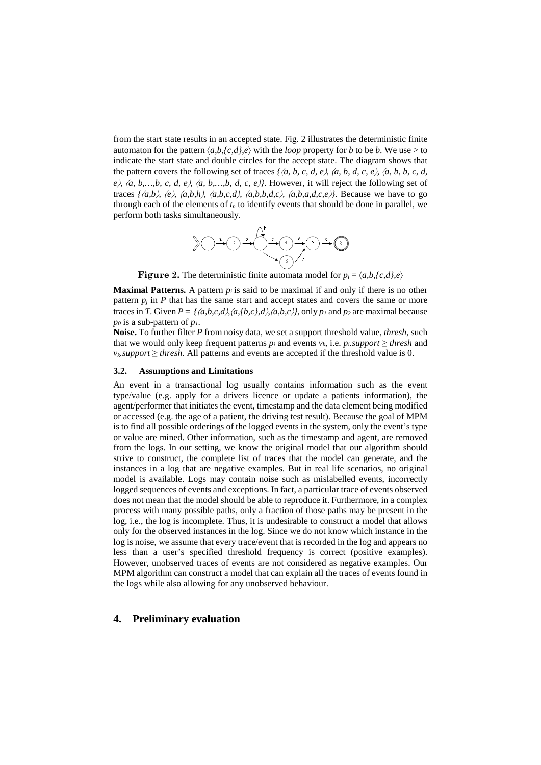from the start state results in an accepted state. Fig. 2 illustrates the deterministic finite automaton for the pattern $\langle a,b,\{c,d\},e\rangle$ with the *loop* property for *b* to be *b*. We use > to indicate the start state and double circles for the accept state. The diagram shows that the pattern covers the following set of traces $\{\langle a, b, c, d, e\rangle, \langle a, b, d, c, e\rangle, \langle a, b, b, c, d, e\rangle, \langle a, b,\ldots,b, c, d, e\rangle, \langle a, b,\ldots,b, d, c, e\rangle\}$. However, it will reject the following set of traces $\{\langle a,b\rangle, \langle e\rangle, \langle a,b,h\rangle, \langle a,b,c,d\rangle, \langle a,b,b,d,c\rangle, \langle a,b,a,d,c,e\rangle\}$. Because we have to go through each of the elements of $t_n$ to identify events that should be done in parallel, we perform both tasks simultaneously.

**Figure 2.** The deterministic finite automata model for $p_i = \langle a,b,\{c,d\},e\rangle$

**Maximal Patterns.** A pattern $p_i$ is said to be maximal if and only if there is no other pattern $p_j$ in *P* that has the same start and accept states and covers the same or more traces in *T*. Given $P = \{\langle a,b,c,d\rangle,\langle a,\{b,c\},d\rangle,\langle a,b,c\rangle\}$, only $p_1$ and $p_2$ are maximal because $p_0$ is a sub-pattern of $p_1$.

**Noise.** To further filter *P* from noisy data, we set a support threshold value, *thresh*, such that we would only keep frequent patterns $p_i$ and events $v_k$, i.e. $p_i.support \geq thresh$ and $v_k.support \geq thresh$. All patterns and events are accepted if the threshold value is 0.

### 3.2. Assumptions and Limitations

An event in a transactional log usually contains information such as the event type/value (e.g. apply for a drivers licence or update a patients information), the agent/performer that initiates the event, timestamp and the data element being modified or accessed (e.g. the age of a patient, the driving test result). Because the goal of MPM is to find all possible orderings of the logged events in the system, only the event's type or value are mined. Other information, such as the timestamp and agent, are removed from the logs. In our setting, we know the original model that our algorithm should strive to construct, the complete list of traces that the model can generate, and the instances in a log that are negative examples. But in real life scenarios, no original model is available. Logs may contain noise such as mislabelled events, incorrectly logged sequences of events and exceptions. In fact, a particular trace of events observed does not mean that the model should be able to reproduce it. Furthermore, in a complex process with many possible paths, only a fraction of those paths may be present in the log, i.e., the log is incomplete. Thus, it is undesirable to construct a model that allows only for the observed instances in the log. Since we do not know which instance in the log is noise, we assume that every trace/event that is recorded in the log and appears no less than a user's specified threshold frequency is correct (positive examples). However, unobserved traces of events are not considered as negative examples. Our MPM algorithm can construct a model that can explain all the traces of events found in the logs while also allowing for any unobserved behaviour.

## 4. Preliminary evaluation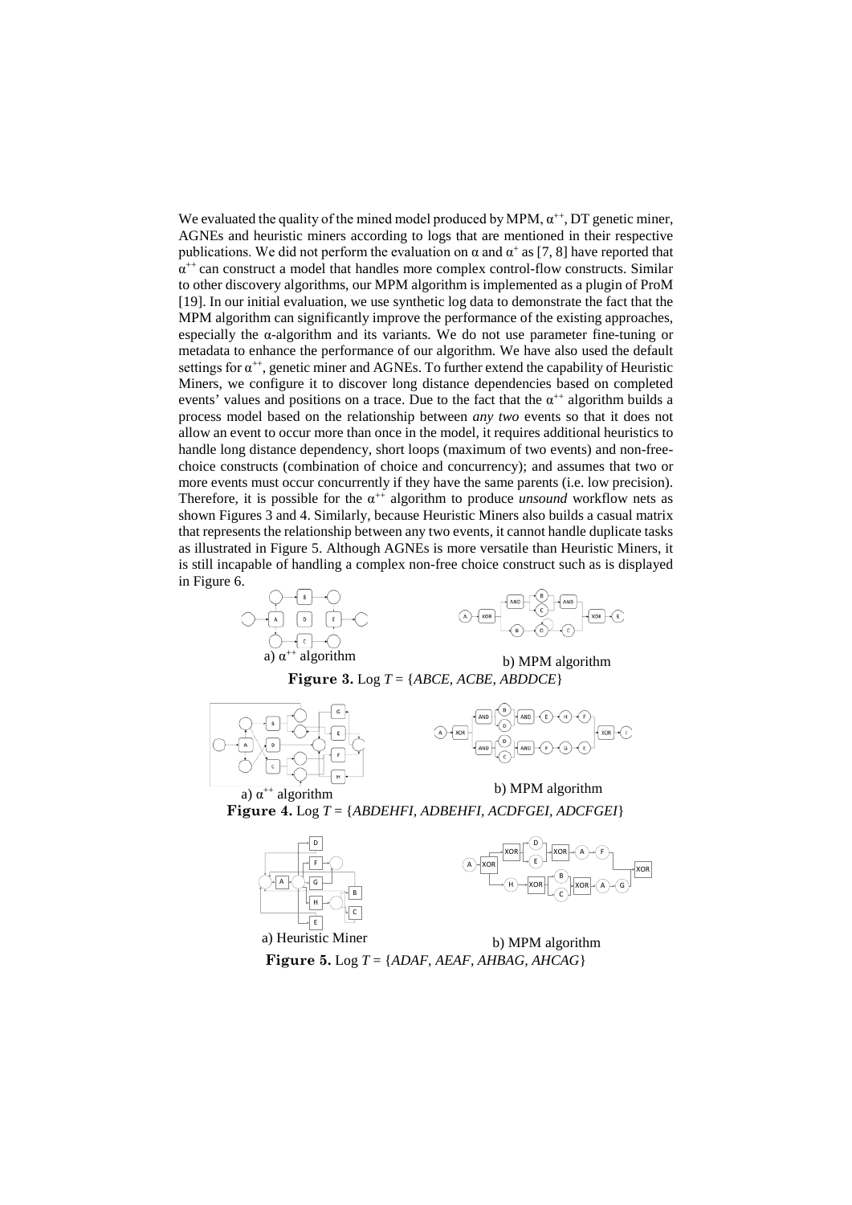We evaluated the quality of the mined model produced by MPM, $\alpha^{++}$, DT genetic miner, AGNEs and heuristic miners according to logs that are mentioned in their respective publications. We did not perform the evaluation on $\alpha$ and $\alpha^{+}$ as [7, 8] have reported that $\alpha^{++}$ can construct a model that handles more complex control-flow constructs. Similar to other discovery algorithms, our MPM algorithm is implemented as a plugin of ProM [19]. In our initial evaluation, we use synthetic log data to demonstrate the fact that the MPM algorithm can significantly improve the performance of the existing approaches, especially the $\alpha$-algorithm and its variants. We do not use parameter fine-tuning or metadata to enhance the performance of our algorithm. We have also used the default settings for $\alpha^{++}$, genetic miner and AGNEs. To further extend the capability of Heuristic Miners, we configure it to discover long distance dependencies based on completed events' values and positions on a trace. Due to the fact that the $\alpha^{++}$ algorithm builds a process model based on the relationship between *any two* events so that it does not allow an event to occur more than once in the model, it requires additional heuristics to handle long distance dependency, short loops (maximum of two events) and non-free-choice constructs (combination of choice and concurrency); and assumes that two or more events must occur concurrently if they have the same parents (i.e. low precision). Therefore, it is possible for the $\alpha^{++}$ algorithm to produce *unsound* workflow nets as shown Figures 3 and 4. Similarly, because Heuristic Miners also builds a casual matrix that represents the relationship between any two events, it cannot handle duplicate tasks as illustrated in Figure 5. Although AGNEs is more versatile than Heuristic Miners, it is still incapable of handling a complex non-free choice construct such as is displayed in Figure 6.

a) $\alpha^{++}$ algorithm b) MPM algorithm

**Figure 3.** Log *T* = {*ABCE, ACBE, ABDDCE*}

a) $\alpha^{++}$ algorithm b) MPM algorithm

**Figure 4.** Log *T* = {*ABDEHFI, ADBEHFI, ACDFGEI, ADCFGEI*}

a) Heuristic Miner b) MPM algorithm

**Figure 5.** Log *T* = {*ADAF, AEAF, AHBAG, AHCAG*}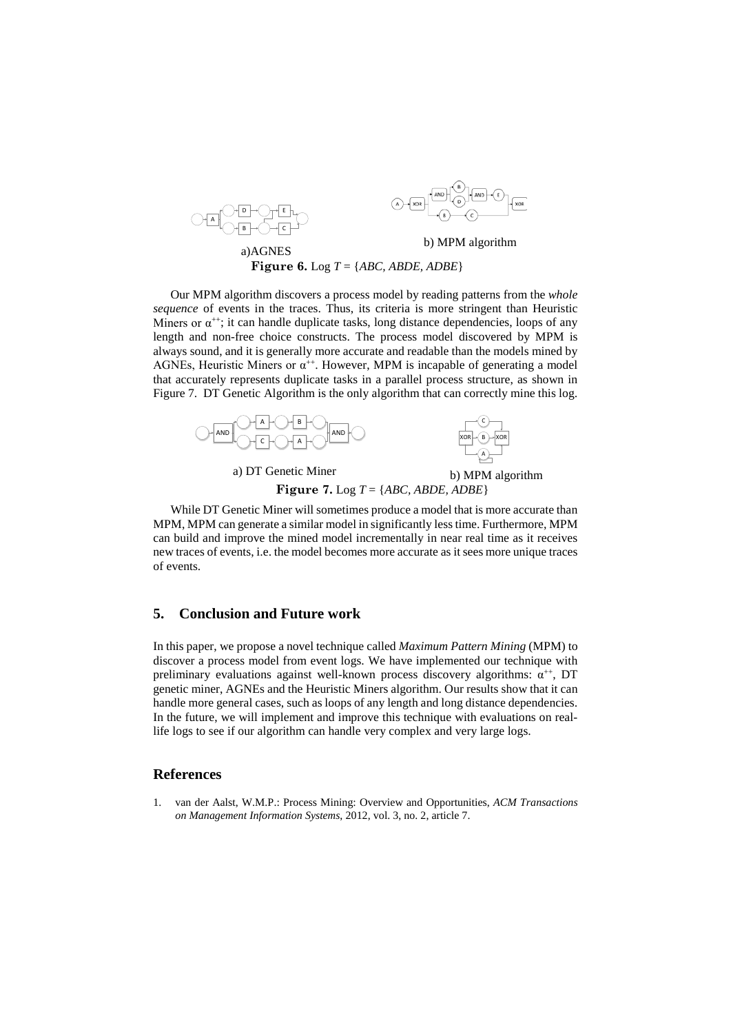a)AGNES

b) MPM algorithm

**Figure 6.** Log $T$ = {*ABC, ABDE, ADBE*}

Our MPM algorithm discovers a process model by reading patterns from the *whole sequence* of events in the traces. Thus, its criteria is more stringent than Heuristic Miners or $\alpha^{++}$; it can handle duplicate tasks, long distance dependencies, loops of any length and non-free choice constructs. The process model discovered by MPM is always sound, and it is generally more accurate and readable than the models mined by AGNEs, Heuristic Miners or $\alpha^{++}$. However, MPM is incapable of generating a model that accurately represents duplicate tasks in a parallel process structure, as shown in Figure 7. DT Genetic Algorithm is the only algorithm that can correctly mine this log.

a) DT Genetic Miner

b) MPM algorithm

**Figure 7.** Log $T$ = {*ABC, ABDE, ADBE*}

While DT Genetic Miner will sometimes produce a model that is more accurate than MPM, MPM can generate a similar model in significantly less time. Furthermore, MPM can build and improve the mined model incrementally in near real time as it receives new traces of events, i.e. the model becomes more accurate as it sees more unique traces of events.

## 5. Conclusion and Future work

In this paper, we propose a novel technique called *Maximum Pattern Mining* (MPM) to discover a process model from event logs. We have implemented our technique with preliminary evaluations against well-known process discovery algorithms: $\alpha^{++}$, DT genetic miner, AGNEs and the Heuristic Miners algorithm. Our results show that it can handle more general cases, such as loops of any length and long distance dependencies. In the future, we will implement and improve this technique with evaluations on real-life logs to see if our algorithm can handle very complex and very large logs.

## References

1. van der Aalst, W.M.P.: Process Mining: Overview and Opportunities, *ACM Transactions on Management Information Systems*, 2012, vol. 3, no. 2, article 7.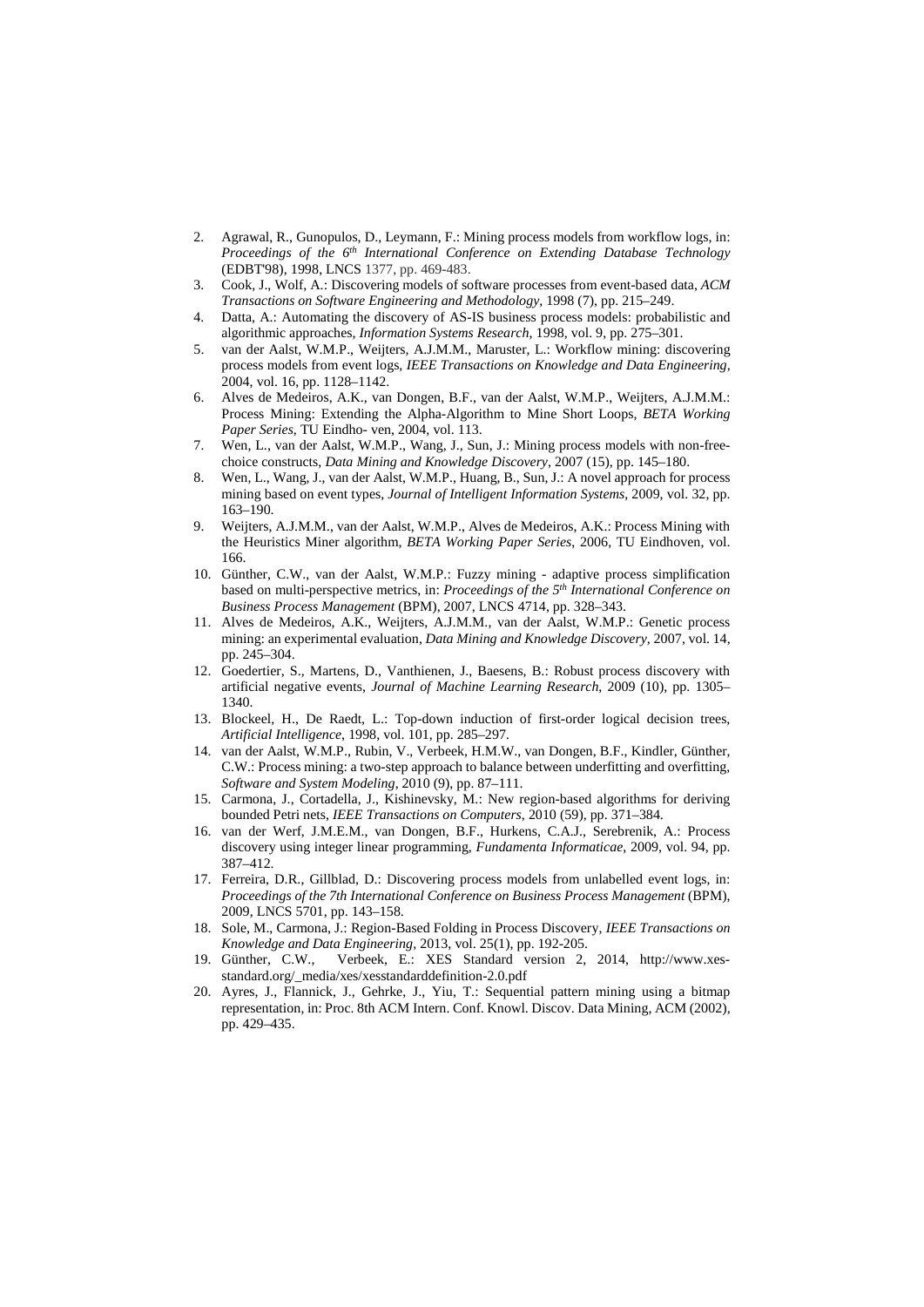2. Agrawal, R., Gunopulos, D., Leymann, F.: Mining process models from workflow logs, in: *Proceedings of the 6th International Conference on Extending Database Technology* (EDBT'98), 1998, LNCS 1377, pp. 469-483.
3. Cook, J., Wolf, A.: Discovering models of software processes from event-based data, *ACM Transactions on Software Engineering and Methodology*, 1998 (7), pp. 215–249.
4. Datta, A.: Automating the discovery of AS-IS business process models: probabilistic and algorithmic approaches, *Information Systems Research*, 1998, vol. 9, pp. 275–301.
5. van der Aalst, W.M.P., Weijters, A.J.M.M., Maruster, L.: Workflow mining: discovering process models from event logs, *IEEE Transactions on Knowledge and Data Engineering*, 2004, vol. 16, pp. 1128–1142.
6. Alves de Medeiros, A.K., van Dongen, B.F., van der Aalst, W.M.P., Weijters, A.J.M.M.: Process Mining: Extending the Alpha-Algorithm to Mine Short Loops, *BETA Working Paper Series*, TU Eindho- ven, 2004, vol. 113.
7. Wen, L., van der Aalst, W.M.P., Wang, J., Sun, J.: Mining process models with non-free-choice constructs, *Data Mining and Knowledge Discovery*, 2007 (15), pp. 145–180.
8. Wen, L., Wang, J., van der Aalst, W.M.P., Huang, B., Sun, J.: A novel approach for process mining based on event types, *Journal of Intelligent Information Systems*, 2009, vol. 32, pp. 163–190.
9. Weijters, A.J.M.M., van der Aalst, W.M.P., Alves de Medeiros, A.K.: Process Mining with the Heuristics Miner algorithm, *BETA Working Paper Series*, 2006, TU Eindhoven, vol. 166.
10. Günther, C.W., van der Aalst, W.M.P.: Fuzzy mining - adaptive process simplification based on multi-perspective metrics, in: *Proceedings of the 5th International Conference on Business Process Management* (BPM), 2007, LNCS 4714, pp. 328–343.
11. Alves de Medeiros, A.K., Weijters, A.J.M.M., van der Aalst, W.M.P.: Genetic process mining: an experimental evaluation, *Data Mining and Knowledge Discovery*, 2007, vol. 14, pp. 245–304.
12. Goedertier, S., Martens, D., Vanthienen, J., Baesens, B.: Robust process discovery with artificial negative events, *Journal of Machine Learning Research*, 2009 (10), pp. 1305–1340.
13. Blockeel, H., De Raedt, L.: Top-down induction of first-order logical decision trees, *Artificial Intelligence*, 1998, vol. 101, pp. 285–297.
14. van der Aalst, W.M.P., Rubin, V., Verbeek, H.M.W., van Dongen, B.F., Kindler, Günther, C.W.: Process mining: a two-step approach to balance between underfitting and overfitting, *Software and System Modeling*, 2010 (9), pp. 87–111.
15. Carmona, J., Cortadella, J., Kishinevsky, M.: New region-based algorithms for deriving bounded Petri nets, *IEEE Transactions on Computers*, 2010 (59), pp. 371–384.
16. van der Werf, J.M.E.M., van Dongen, B.F., Hurkens, C.A.J., Serebrenik, A.: Process discovery using integer linear programming, *Fundamenta Informaticae*, 2009, vol. 94, pp. 387–412.
17. Ferreira, D.R., Gillblad, D.: Discovering process models from unlabelled event logs, in: *Proceedings of the 7th International Conference on Business Process Management* (BPM), 2009, LNCS 5701, pp. 143–158.
18. Sole, M., Carmona, J.: Region-Based Folding in Process Discovery, *IEEE Transactions on Knowledge and Data Engineering*, 2013, vol. 25(1), pp. 192-205.
19. Günther, C.W., Verbeek, E.: XES Standard version 2, 2014, http://www.xes-standard.org/_media/xes/xesstandarddefinition-2.0.pdf
20. Ayres, J., Flannick, J., Gehrke, J., Yiu, T.: Sequential pattern mining using a bitmap representation, in: Proc. 8th ACM Intern. Conf. Knowl. Discov. Data Mining, ACM (2002), pp. 429–435.